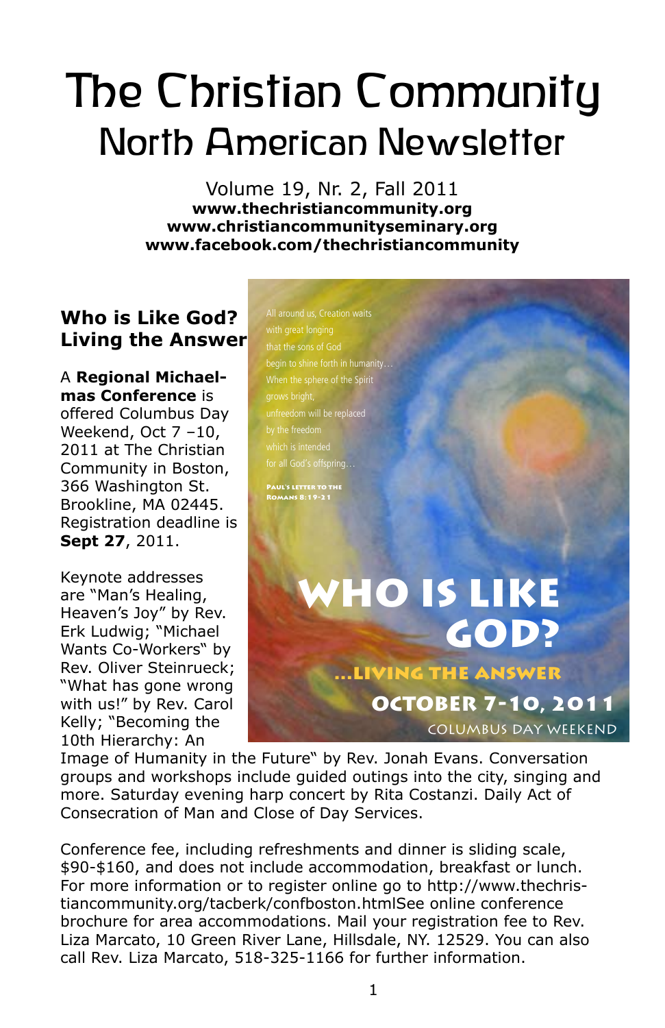# The Christian Community
## North American Newsletter

Volume 19, Nr. 2, Fall 2011
**www.thechristiancommunity.org**
**www.christiancommunityseminary.org**
**www.facebook.com/thechristiancommunity**

### Who is Like God? Living the Answer

All around us, Creation waits
with great longing
that the sons of God
begin to shine forth in humanity…
When the sphere of the Spirit
grows bright,
unfreedom will be replaced
by the freedom
which is intended
for all God's offspring…

PAUL'S LETTER TO THE ROMANS 8:19-21

**WHO IS LIKE GOD?**
**…LIVING THE ANSWER**
**OCTOBER 7-10, 2011**
COLUMBUS DAY WEEKEND

A **Regional Michaelmas Conference** is offered Columbus Day Weekend, Oct 7 –10, 2011 at The Christian Community in Boston, 366 Washington St. Brookline, MA 02445. Registration deadline is **Sept 27**, 2011.

Keynote addresses are "Man's Healing, Heaven's Joy" by Rev. Erk Ludwig; "Michael Wants Co-Workers" by Rev. Oliver Steinrueck; "What has gone wrong with us!" by Rev. Carol Kelly; "Becoming the 10th Hierarchy: An Image of Humanity in the Future" by Rev. Jonah Evans. Conversation groups and workshops include guided outings into the city, singing and more. Saturday evening harp concert by Rita Costanzi. Daily Act of Consecration of Man and Close of Day Services.

Conference fee, including refreshments and dinner is sliding scale, $90-$160, and does not include accommodation, breakfast or lunch. For more information or to register online go to http://www.thechristiancommunity.org/tacberk/confboston.htmlSee online conference brochure for area accommodations. Mail your registration fee to Rev. Liza Marcato, 10 Green River Lane, Hillsdale, NY. 12529. You can also call Rev. Liza Marcato, 518-325-1166 for further information.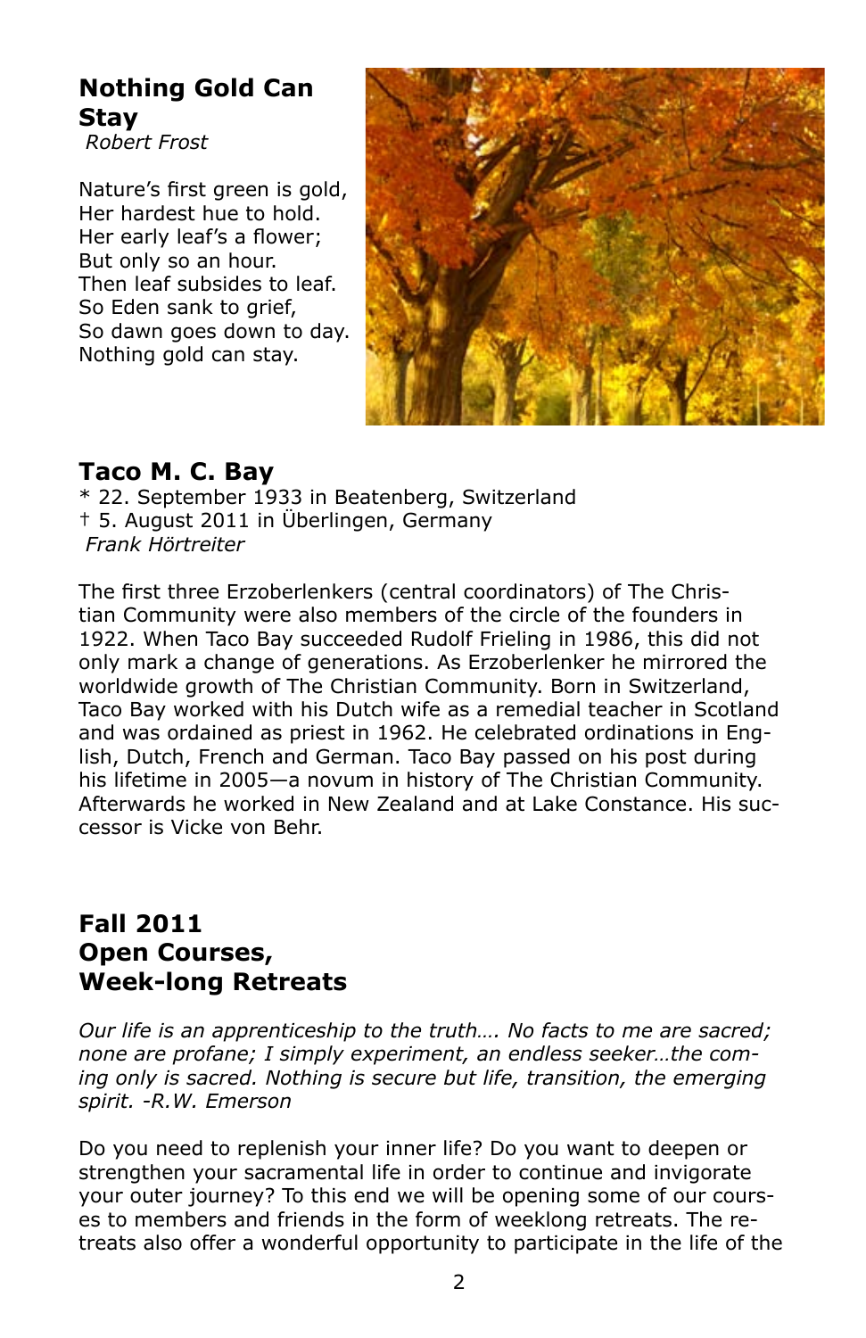## Nothing Gold Can Stay

*Robert Frost*

Nature's first green is gold,
Her hardest hue to hold.
Her early leaf's a flower;
But only so an hour.
Then leaf subsides to leaf.
So Eden sank to grief,
So dawn goes down to day.
Nothing gold can stay.

## Taco M. C. Bay

* 22. September 1933 in Beatenberg, Switzerland
† 5. August 2011 in Überlingen, Germany

*Frank Hörtreiter*

The first three Erzoberlenkers (central coordinators) of The Christian Community were also members of the circle of the founders in 1922. When Taco Bay succeeded Rudolf Frieling in 1986, this did not only mark a change of generations. As Erzoberlenker he mirrored the worldwide growth of The Christian Community. Born in Switzerland, Taco Bay worked with his Dutch wife as a remedial teacher in Scotland and was ordained as priest in 1962. He celebrated ordinations in English, Dutch, French and German. Taco Bay passed on his post during his lifetime in 2005—a novum in history of The Christian Community. Afterwards he worked in New Zealand and at Lake Constance. His successor is Vicke von Behr.

## Fall 2011
## Open Courses,
## Week-long Retreats

*Our life is an apprenticeship to the truth…. No facts to me are sacred; none are profane; I simply experiment, an endless seeker…the coming only is sacred. Nothing is secure but life, transition, the emerging spirit. -R.W. Emerson*

Do you need to replenish your inner life? Do you want to deepen or strengthen your sacramental life in order to continue and invigorate your outer journey? To this end we will be opening some of our courses to members and friends in the form of weeklong retreats. The retreats also offer a wonderful opportunity to participate in the life of the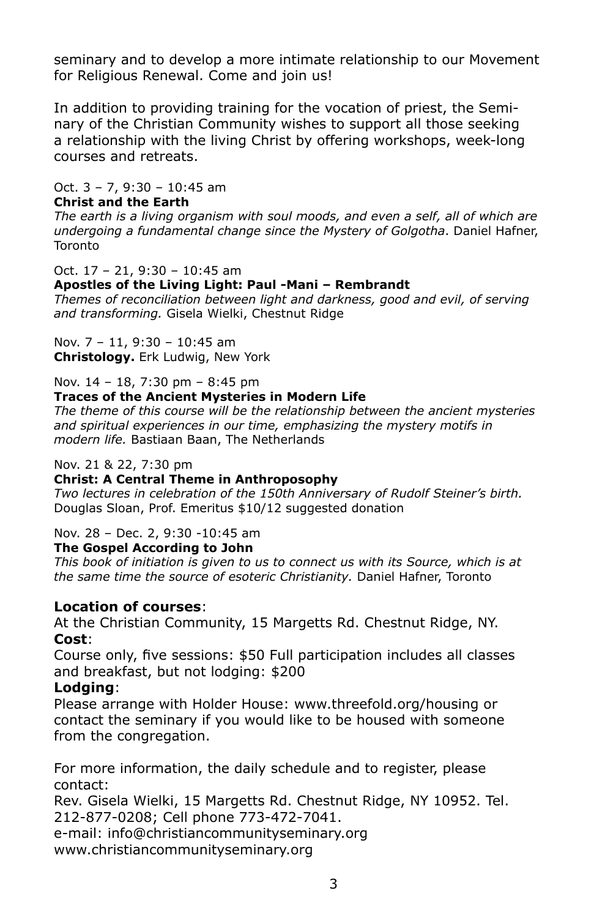seminary and to develop a more intimate relationship to our Movement for Religious Renewal. Come and join us!

In addition to providing training for the vocation of priest, the Seminary of the Christian Community wishes to support all those seeking a relationship with the living Christ by offering workshops, week-long courses and retreats.

Oct. 3 – 7, 9:30 – 10:45 am
**Christ and the Earth**
*The earth is a living organism with soul moods, and even a self, all of which are undergoing a fundamental change since the Mystery of Golgotha*. Daniel Hafner, Toronto

Oct. 17 – 21, 9:30 – 10:45 am
**Apostles of the Living Light: Paul -Mani – Rembrandt**
*Themes of reconciliation between light and darkness, good and evil, of serving and transforming.* Gisela Wielki, Chestnut Ridge

Nov. 7 – 11, 9:30 – 10:45 am
**Christology.** Erk Ludwig, New York

Nov. 14 – 18, 7:30 pm – 8:45 pm
**Traces of the Ancient Mysteries in Modern Life**
*The theme of this course will be the relationship between the ancient mysteries and spiritual experiences in our time, emphasizing the mystery motifs in modern life.* Bastiaan Baan, The Netherlands

Nov. 21 & 22, 7:30 pm
**Christ: A Central Theme in Anthroposophy**
*Two lectures in celebration of the 150th Anniversary of Rudolf Steiner's birth.* Douglas Sloan, Prof. Emeritus $10/12 suggested donation

Nov. 28 – Dec. 2, 9:30 -10:45 am
**The Gospel According to John**
*This book of initiation is given to us to connect us with its Source, which is at the same time the source of esoteric Christianity.* Daniel Hafner, Toronto

**Location of courses**:
At the Christian Community, 15 Margetts Rd. Chestnut Ridge, NY.
**Cost**:
Course only, five sessions: $50 Full participation includes all classes and breakfast, but not lodging: $200
**Lodging**:
Please arrange with Holder House: www.threefold.org/housing or contact the seminary if you would like to be housed with someone from the congregation.

For more information, the daily schedule and to register, please contact:
Rev. Gisela Wielki, 15 Margetts Rd. Chestnut Ridge, NY 10952. Tel. 212-877-0208; Cell phone 773-472-7041.
e-mail: info@christiancommunityseminary.org
www.christiancommunityseminary.org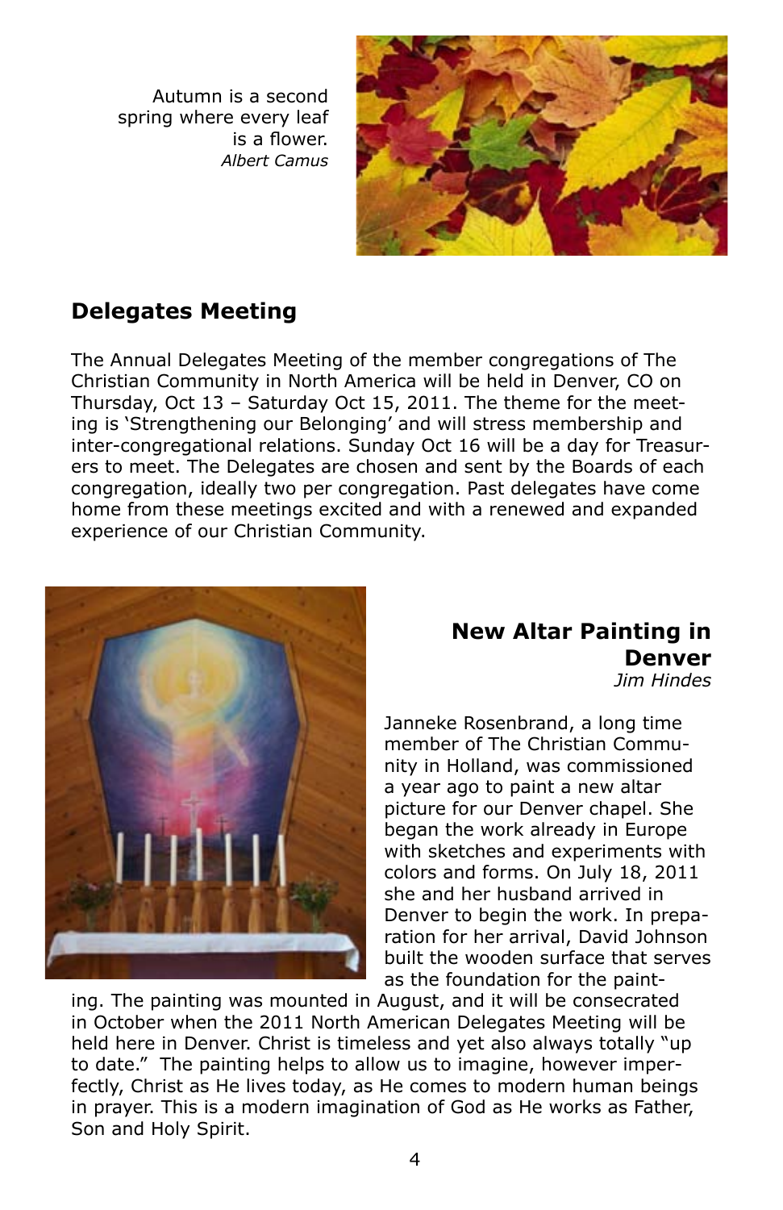Autumn is a second spring where every leaf is a flower.
*Albert Camus*

## Delegates Meeting

The Annual Delegates Meeting of the member congregations of The Christian Community in North America will be held in Denver, CO on Thursday, Oct 13 – Saturday Oct 15, 2011. The theme for the meeting is 'Strengthening our Belonging' and will stress membership and inter-congregational relations. Sunday Oct 16 will be a day for Treasurers to meet. The Delegates are chosen and sent by the Boards of each congregation, ideally two per congregation. Past delegates have come home from these meetings excited and with a renewed and expanded experience of our Christian Community.

## New Altar Painting in Denver

*Jim Hindes*

Janneke Rosenbrand, a long time member of The Christian Community in Holland, was commissioned a year ago to paint a new altar picture for our Denver chapel. She began the work already in Europe with sketches and experiments with colors and forms. On July 18, 2011 she and her husband arrived in Denver to begin the work. In preparation for her arrival, David Johnson built the wooden surface that serves as the foundation for the painting. The painting was mounted in August, and it will be consecrated in October when the 2011 North American Delegates Meeting will be held here in Denver. Christ is timeless and yet also always totally "up to date." The painting helps to allow us to imagine, however imperfectly, Christ as He lives today, as He comes to modern human beings in prayer. This is a modern imagination of God as He works as Father, Son and Holy Spirit.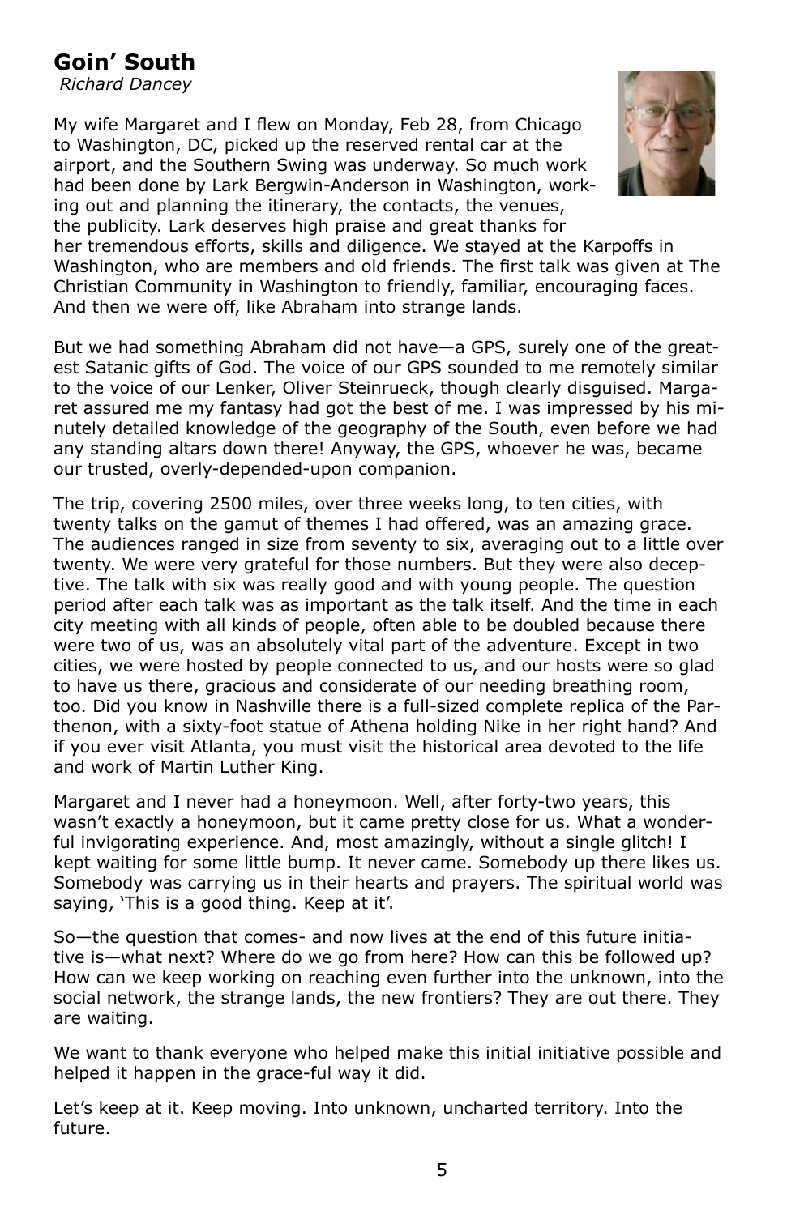## Goin' South

*Richard Dancey*

My wife Margaret and I flew on Monday, Feb 28, from Chicago to Washington, DC, picked up the reserved rental car at the airport, and the Southern Swing was underway. So much work had been done by Lark Bergwin-Anderson in Washington, working out and planning the itinerary, the contacts, the venues, the publicity. Lark deserves high praise and great thanks for her tremendous efforts, skills and diligence. We stayed at the Karpoffs in Washington, who are members and old friends. The first talk was given at The Christian Community in Washington to friendly, familiar, encouraging faces. And then we were off, like Abraham into strange lands.

But we had something Abraham did not have—a GPS, surely one of the greatest Satanic gifts of God. The voice of our GPS sounded to me remotely similar to the voice of our Lenker, Oliver Steinrueck, though clearly disguised. Margaret assured me my fantasy had got the best of me. I was impressed by his minutely detailed knowledge of the geography of the South, even before we had any standing altars down there! Anyway, the GPS, whoever he was, became our trusted, overly-depended-upon companion.

The trip, covering 2500 miles, over three weeks long, to ten cities, with twenty talks on the gamut of themes I had offered, was an amazing grace. The audiences ranged in size from seventy to six, averaging out to a little over twenty. We were very grateful for those numbers. But they were also deceptive. The talk with six was really good and with young people. The question period after each talk was as important as the talk itself. And the time in each city meeting with all kinds of people, often able to be doubled because there were two of us, was an absolutely vital part of the adventure. Except in two cities, we were hosted by people connected to us, and our hosts were so glad to have us there, gracious and considerate of our needing breathing room, too. Did you know in Nashville there is a full-sized complete replica of the Parthenon, with a sixty-foot statue of Athena holding Nike in her right hand? And if you ever visit Atlanta, you must visit the historical area devoted to the life and work of Martin Luther King.

Margaret and I never had a honeymoon. Well, after forty-two years, this wasn't exactly a honeymoon, but it came pretty close for us. What a wonderful invigorating experience. And, most amazingly, without a single glitch! I kept waiting for some little bump. It never came. Somebody up there likes us. Somebody was carrying us in their hearts and prayers. The spiritual world was saying, 'This is a good thing. Keep at it'.

So—the question that comes- and now lives at the end of this future initiative is—what next? Where do we go from here? How can this be followed up? How can we keep working on reaching even further into the unknown, into the social network, the strange lands, the new frontiers? They are out there. They are waiting.

We want to thank everyone who helped make this initial initiative possible and helped it happen in the grace-ful way it did.

Let's keep at it. Keep moving. Into unknown, uncharted territory. Into the future.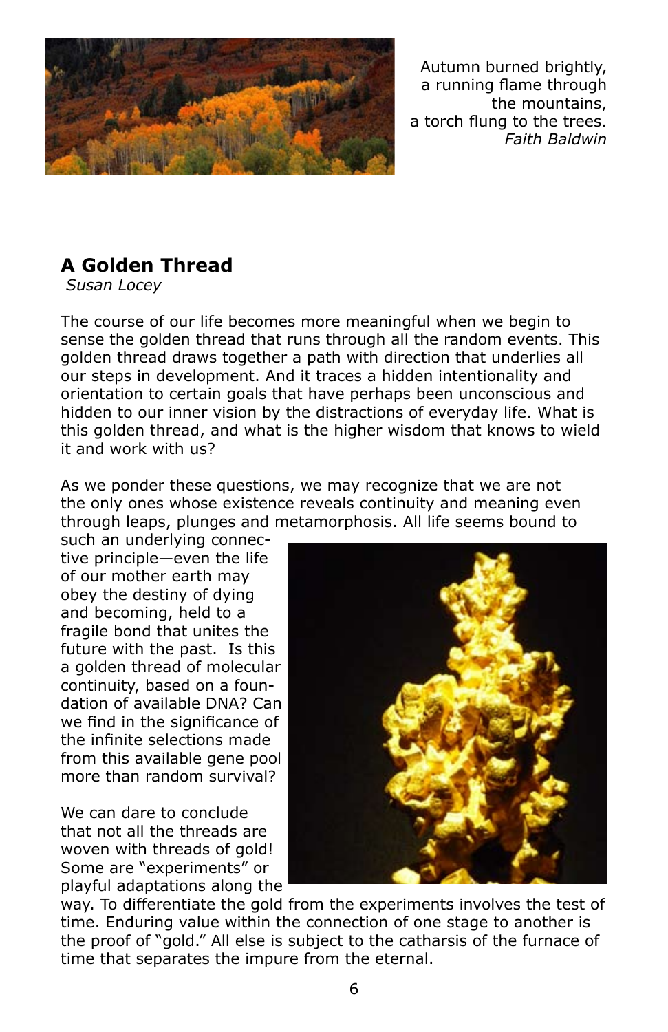Autumn burned brightly,
a running flame through
the mountains,
a torch flung to the trees.
*Faith Baldwin*

## A Golden Thread

*Susan Locey*

The course of our life becomes more meaningful when we begin to sense the golden thread that runs through all the random events. This golden thread draws together a path with direction that underlies all our steps in development. And it traces a hidden intentionality and orientation to certain goals that have perhaps been unconscious and hidden to our inner vision by the distractions of everyday life. What is this golden thread, and what is the higher wisdom that knows to wield it and work with us?

As we ponder these questions, we may recognize that we are not the only ones whose existence reveals continuity and meaning even through leaps, plunges and metamorphosis. All life seems bound to such an underlying connective principle—even the life of our mother earth may obey the destiny of dying and becoming, held to a fragile bond that unites the future with the past. Is this a golden thread of molecular continuity, based on a foundation of available DNA? Can we find in the significance of the infinite selections made from this available gene pool more than random survival?

We can dare to conclude that not all the threads are woven with threads of gold! Some are "experiments" or playful adaptations along the way. To differentiate the gold from the experiments involves the test of time. Enduring value within the connection of one stage to another is the proof of "gold." All else is subject to the catharsis of the furnace of time that separates the impure from the eternal.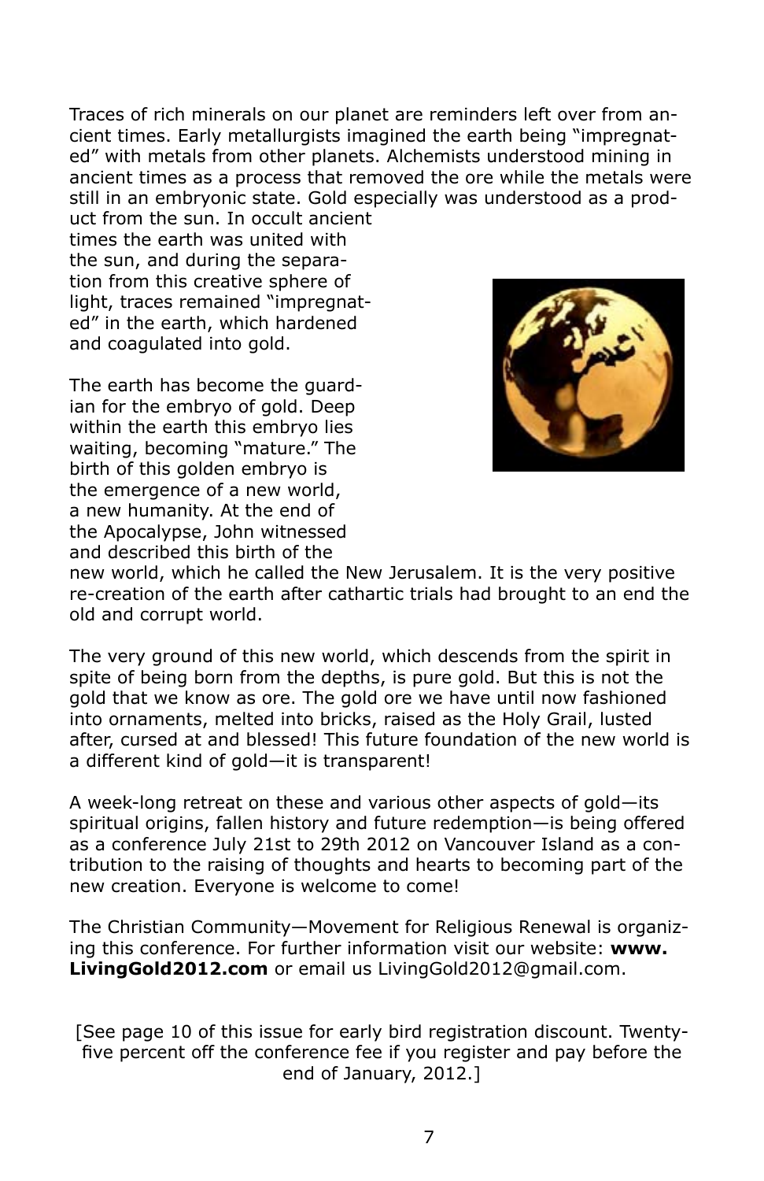Traces of rich minerals on our planet are reminders left over from ancient times. Early metallurgists imagined the earth being "impregnated" with metals from other planets. Alchemists understood mining in ancient times as a process that removed the ore while the metals were still in an embryonic state. Gold especially was understood as a product from the sun. In occult ancient times the earth was united with the sun, and during the separation from this creative sphere of light, traces remained "impregnated" in the earth, which hardened and coagulated into gold.

The earth has become the guardian for the embryo of gold. Deep within the earth this embryo lies waiting, becoming "mature." The birth of this golden embryo is the emergence of a new world, a new humanity. At the end of the Apocalypse, John witnessed and described this birth of the new world, which he called the New Jerusalem. It is the very positive re-creation of the earth after cathartic trials had brought to an end the old and corrupt world.

The very ground of this new world, which descends from the spirit in spite of being born from the depths, is pure gold. But this is not the gold that we know as ore. The gold ore we have until now fashioned into ornaments, melted into bricks, raised as the Holy Grail, lusted after, cursed at and blessed! This future foundation of the new world is a different kind of gold—it is transparent!

A week-long retreat on these and various other aspects of gold—its spiritual origins, fallen history and future redemption—is being offered as a conference July 21st to 29th 2012 on Vancouver Island as a contribution to the raising of thoughts and hearts to becoming part of the new creation. Everyone is welcome to come!

The Christian Community—Movement for Religious Renewal is organizing this conference. For further information visit our website: **www.LivingGold2012.com** or email us LivingGold2012@gmail.com.

[See page 10 of this issue for early bird registration discount. Twenty-five percent off the conference fee if you register and pay before the end of January, 2012.]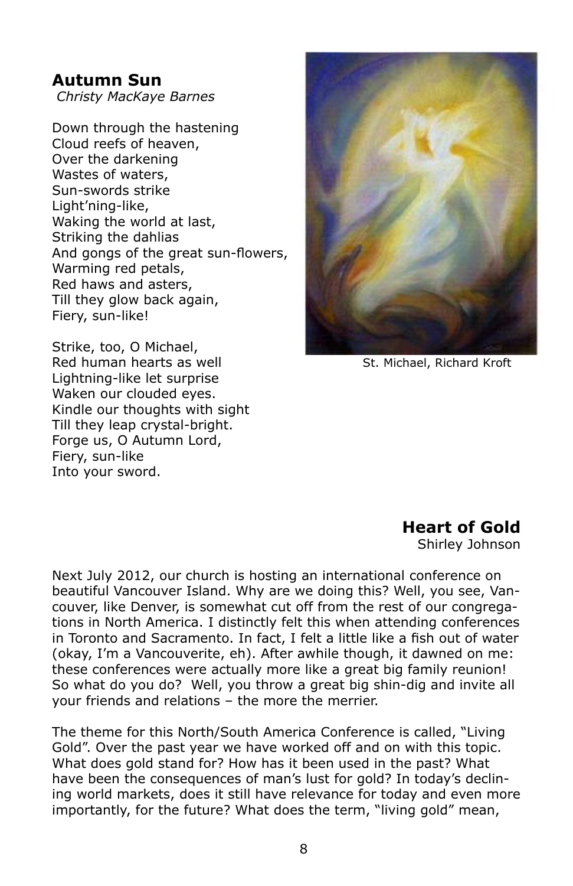## Autumn Sun

*Christy MacKaye Barnes*

Down through the hastening
Cloud reefs of heaven,
Over the darkening
Wastes of waters,
Sun-swords strike
Light'ning-like,
Waking the world at last,
Striking the dahlias
And gongs of the great sun-flowers,
Warming red petals,
Red haws and asters,
Till they glow back again,
Fiery, sun-like!

Strike, too, O Michael,
Red human hearts as well
Lightning-like let surprise
Waken our clouded eyes.
Kindle our thoughts with sight
Till they leap crystal-bright.
Forge us, O Autumn Lord,
Fiery, sun-like
Into your sword.

St. Michael, Richard Kroft

## Heart of Gold

Shirley Johnson

Next July 2012, our church is hosting an international conference on beautiful Vancouver Island. Why are we doing this? Well, you see, Vancouver, like Denver, is somewhat cut off from the rest of our congregations in North America. I distinctly felt this when attending conferences in Toronto and Sacramento. In fact, I felt a little like a fish out of water (okay, I'm a Vancouverite, eh). After awhile though, it dawned on me: these conferences were actually more like a great big family reunion! So what do you do? Well, you throw a great big shin-dig and invite all your friends and relations – the more the merrier.

The theme for this North/South America Conference is called, "Living Gold". Over the past year we have worked off and on with this topic. What does gold stand for? How has it been used in the past? What have been the consequences of man's lust for gold? In today's declining world markets, does it still have relevance for today and even more importantly, for the future? What does the term, "living gold" mean,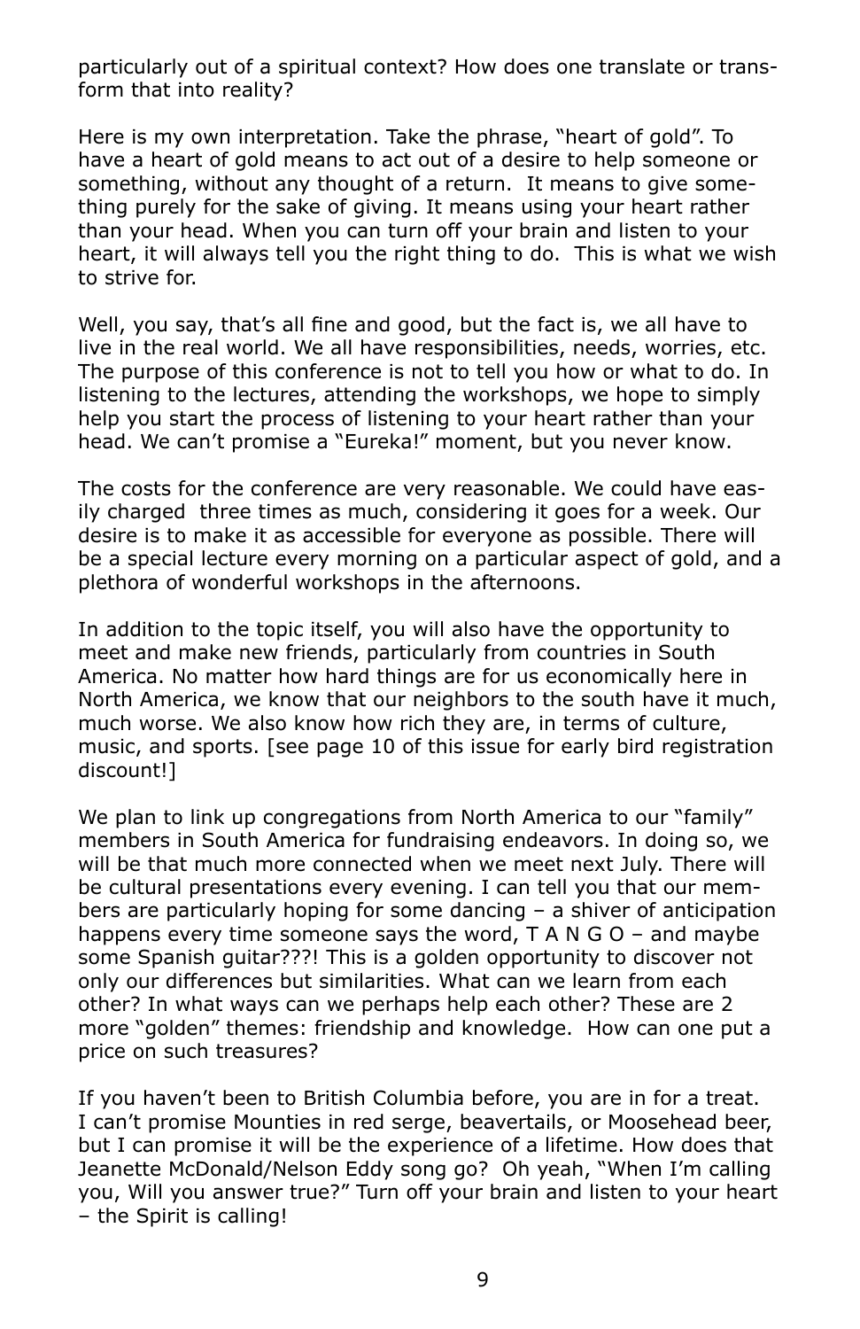particularly out of a spiritual context? How does one translate or transform that into reality?

Here is my own interpretation. Take the phrase, "heart of gold". To have a heart of gold means to act out of a desire to help someone or something, without any thought of a return. It means to give something purely for the sake of giving. It means using your heart rather than your head. When you can turn off your brain and listen to your heart, it will always tell you the right thing to do. This is what we wish to strive for.

Well, you say, that's all fine and good, but the fact is, we all have to live in the real world. We all have responsibilities, needs, worries, etc. The purpose of this conference is not to tell you how or what to do. In listening to the lectures, attending the workshops, we hope to simply help you start the process of listening to your heart rather than your head. We can't promise a "Eureka!" moment, but you never know.

The costs for the conference are very reasonable. We could have easily charged three times as much, considering it goes for a week. Our desire is to make it as accessible for everyone as possible. There will be a special lecture every morning on a particular aspect of gold, and a plethora of wonderful workshops in the afternoons.

In addition to the topic itself, you will also have the opportunity to meet and make new friends, particularly from countries in South America. No matter how hard things are for us economically here in North America, we know that our neighbors to the south have it much, much worse. We also know how rich they are, in terms of culture, music, and sports. [see page 10 of this issue for early bird registration discount!]

We plan to link up congregations from North America to our "family" members in South America for fundraising endeavors. In doing so, we will be that much more connected when we meet next July. There will be cultural presentations every evening. I can tell you that our members are particularly hoping for some dancing – a shiver of anticipation happens every time someone says the word, T A N G O – and maybe some Spanish guitar???! This is a golden opportunity to discover not only our differences but similarities. What can we learn from each other? In what ways can we perhaps help each other? These are 2 more "golden" themes: friendship and knowledge. How can one put a price on such treasures?

If you haven't been to British Columbia before, you are in for a treat. I can't promise Mounties in red serge, beavertails, or Moosehead beer, but I can promise it will be the experience of a lifetime. How does that Jeanette McDonald/Nelson Eddy song go? Oh yeah, "When I'm calling you, Will you answer true?" Turn off your brain and listen to your heart – the Spirit is calling!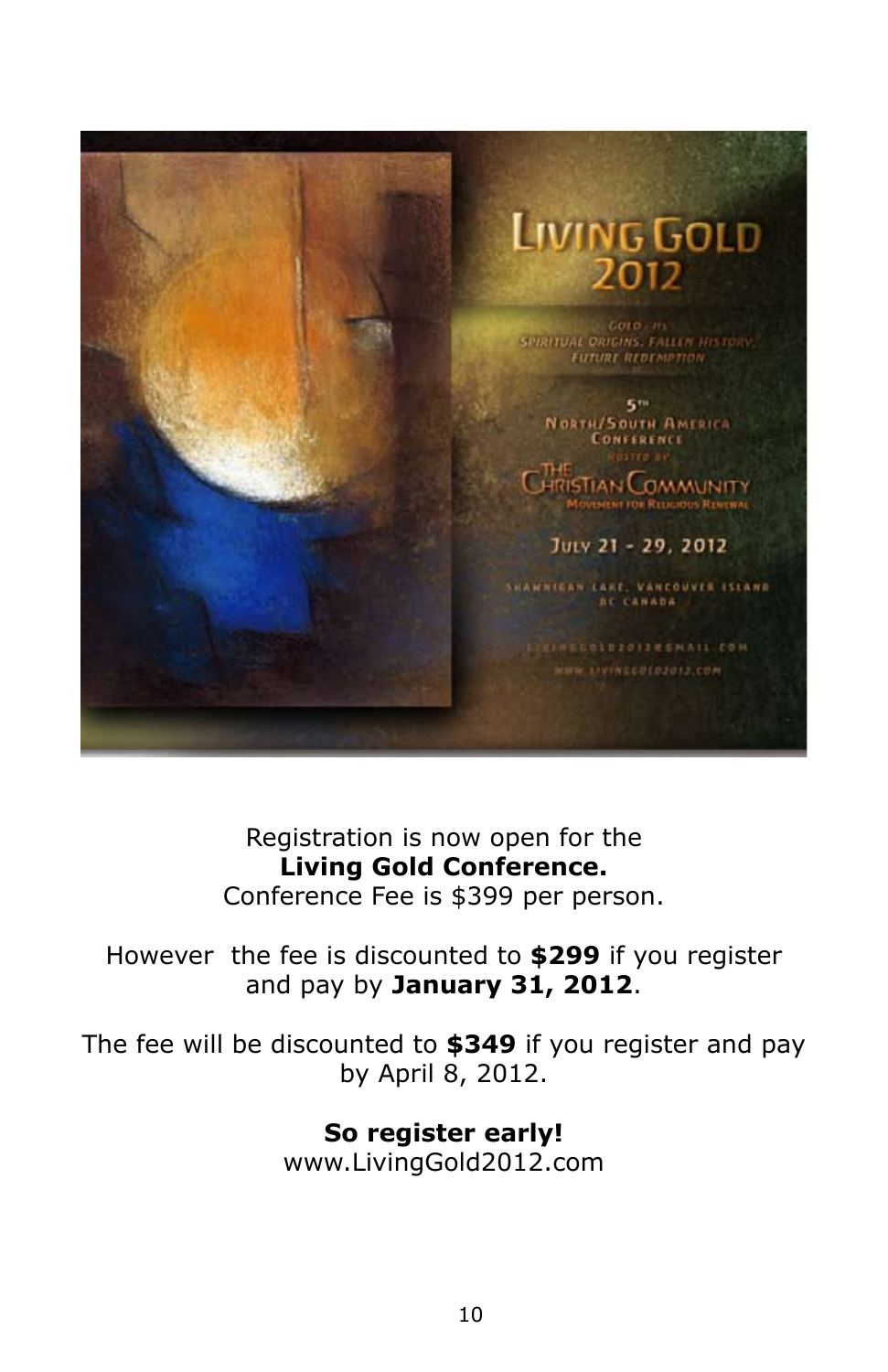Registration is now open for the
**Living Gold Conference.**
Conference Fee is $399 per person.

However the fee is discounted to **$299** if you register and pay by **January 31, 2012**.

The fee will be discounted to **$349** if you register and pay by April 8, 2012.

**So register early!**
www.LivingGold2012.com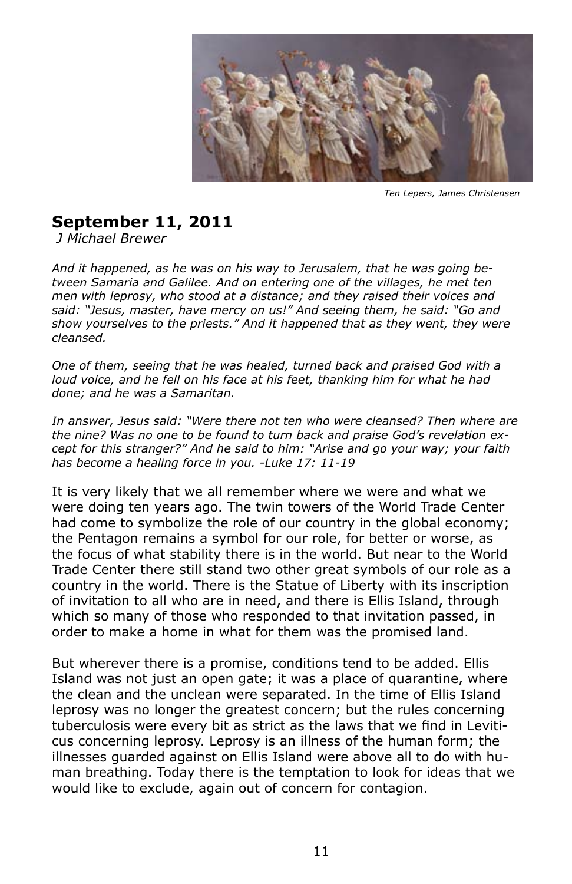*Ten Lepers, James Christensen*

## September 11, 2011

*J Michael Brewer*

*And it happened, as he was on his way to Jerusalem, that he was going between Samaria and Galilee. And on entering one of the villages, he met ten men with leprosy, who stood at a distance; and they raised their voices and said: "Jesus, master, have mercy on us!" And seeing them, he said: "Go and show yourselves to the priests." And it happened that as they went, they were cleansed.*

*One of them, seeing that he was healed, turned back and praised God with a loud voice, and he fell on his face at his feet, thanking him for what he had done; and he was a Samaritan.*

*In answer, Jesus said: "Were there not ten who were cleansed? Then where are the nine? Was no one to be found to turn back and praise God's revelation except for this stranger?" And he said to him: "Arise and go your way; your faith has become a healing force in you. -Luke 17: 11-19*

It is very likely that we all remember where we were and what we were doing ten years ago. The twin towers of the World Trade Center had come to symbolize the role of our country in the global economy; the Pentagon remains a symbol for our role, for better or worse, as the focus of what stability there is in the world. But near to the World Trade Center there still stand two other great symbols of our role as a country in the world. There is the Statue of Liberty with its inscription of invitation to all who are in need, and there is Ellis Island, through which so many of those who responded to that invitation passed, in order to make a home in what for them was the promised land.

But wherever there is a promise, conditions tend to be added. Ellis Island was not just an open gate; it was a place of quarantine, where the clean and the unclean were separated. In the time of Ellis Island leprosy was no longer the greatest concern; but the rules concerning tuberculosis were every bit as strict as the laws that we find in Leviticus concerning leprosy. Leprosy is an illness of the human form; the illnesses guarded against on Ellis Island were above all to do with human breathing. Today there is the temptation to look for ideas that we would like to exclude, again out of concern for contagion.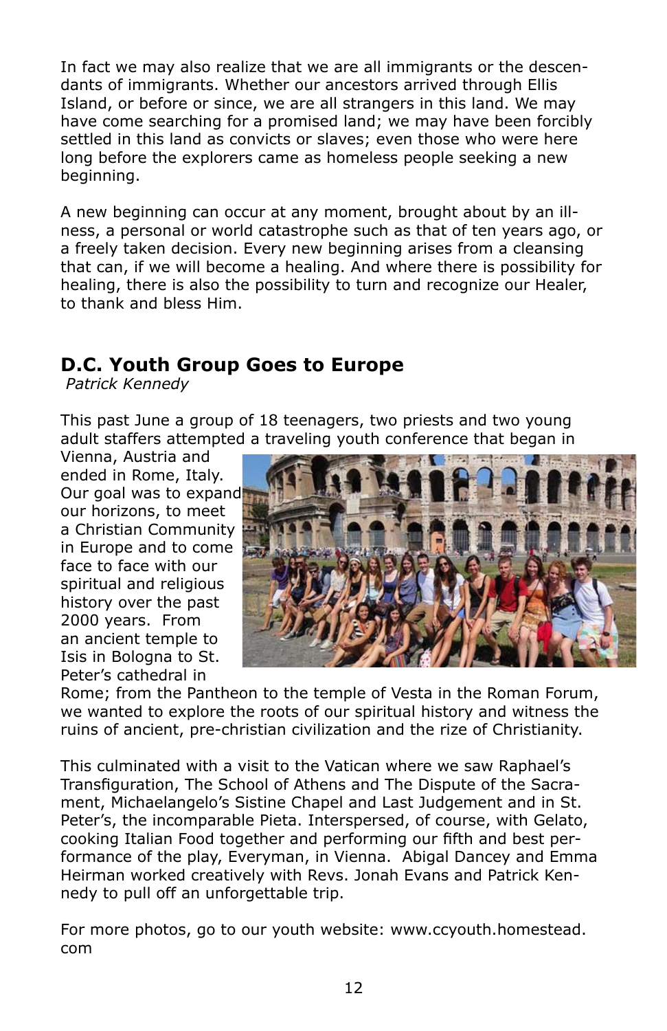In fact we may also realize that we are all immigrants or the descendants of immigrants. Whether our ancestors arrived through Ellis Island, or before or since, we are all strangers in this land. We may have come searching for a promised land; we may have been forcibly settled in this land as convicts or slaves; even those who were here long before the explorers came as homeless people seeking a new beginning.

A new beginning can occur at any moment, brought about by an illness, a personal or world catastrophe such as that of ten years ago, or a freely taken decision. Every new beginning arises from a cleansing that can, if we will become a healing. And where there is possibility for healing, there is also the possibility to turn and recognize our Healer, to thank and bless Him.

## D.C. Youth Group Goes to Europe

*Patrick Kennedy*

This past June a group of 18 teenagers, two priests and two young adult staffers attempted a traveling youth conference that began in Vienna, Austria and ended in Rome, Italy. Our goal was to expand our horizons, to meet a Christian Community in Europe and to come face to face with our spiritual and religious history over the past 2000 years. From an ancient temple to Isis in Bologna to St. Peter's cathedral in Rome; from the Pantheon to the temple of Vesta in the Roman Forum, we wanted to explore the roots of our spiritual history and witness the ruins of ancient, pre-christian civilization and the rize of Christianity.

This culminated with a visit to the Vatican where we saw Raphael's Transfiguration, The School of Athens and The Dispute of the Sacrament, Michaelangelo's Sistine Chapel and Last Judgement and in St. Peter's, the incomparable Pieta. Interspersed, of course, with Gelato, cooking Italian Food together and performing our fifth and best performance of the play, Everyman, in Vienna. Abigal Dancey and Emma Heirman worked creatively with Revs. Jonah Evans and Patrick Kennedy to pull off an unforgettable trip.

For more photos, go to our youth website: www.ccyouth.homestead.com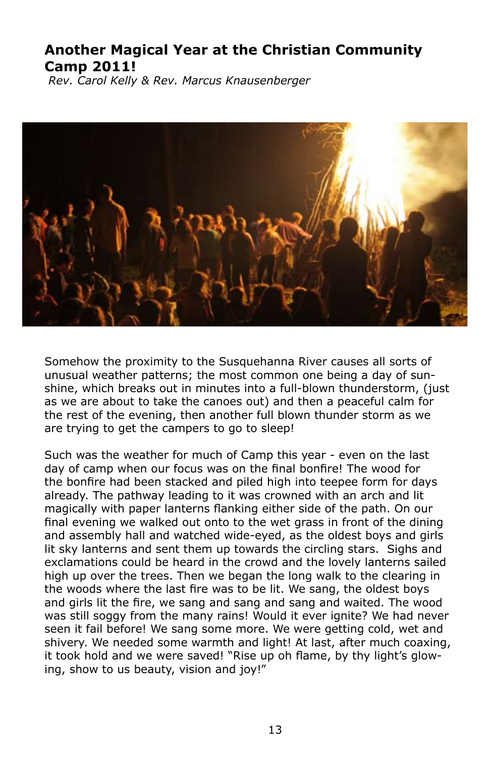## Another Magical Year at the Christian Community Camp 2011!

*Rev. Carol Kelly & Rev. Marcus Knausenberger*

Somehow the proximity to the Susquehanna River causes all sorts of unusual weather patterns; the most common one being a day of sunshine, which breaks out in minutes into a full-blown thunderstorm, (just as we are about to take the canoes out) and then a peaceful calm for the rest of the evening, then another full blown thunder storm as we are trying to get the campers to go to sleep!

Such was the weather for much of Camp this year - even on the last day of camp when our focus was on the final bonfire! The wood for the bonfire had been stacked and piled high into teepee form for days already. The pathway leading to it was crowned with an arch and lit magically with paper lanterns flanking either side of the path. On our final evening we walked out onto to the wet grass in front of the dining and assembly hall and watched wide-eyed, as the oldest boys and girls lit sky lanterns and sent them up towards the circling stars. Sighs and exclamations could be heard in the crowd and the lovely lanterns sailed high up over the trees. Then we began the long walk to the clearing in the woods where the last fire was to be lit. We sang, the oldest boys and girls lit the fire, we sang and sang and sang and waited. The wood was still soggy from the many rains! Would it ever ignite? We had never seen it fail before! We sang some more. We were getting cold, wet and shivery. We needed some warmth and light! At last, after much coaxing, it took hold and we were saved! "Rise up oh flame, by thy light's glowing, show to us beauty, vision and joy!"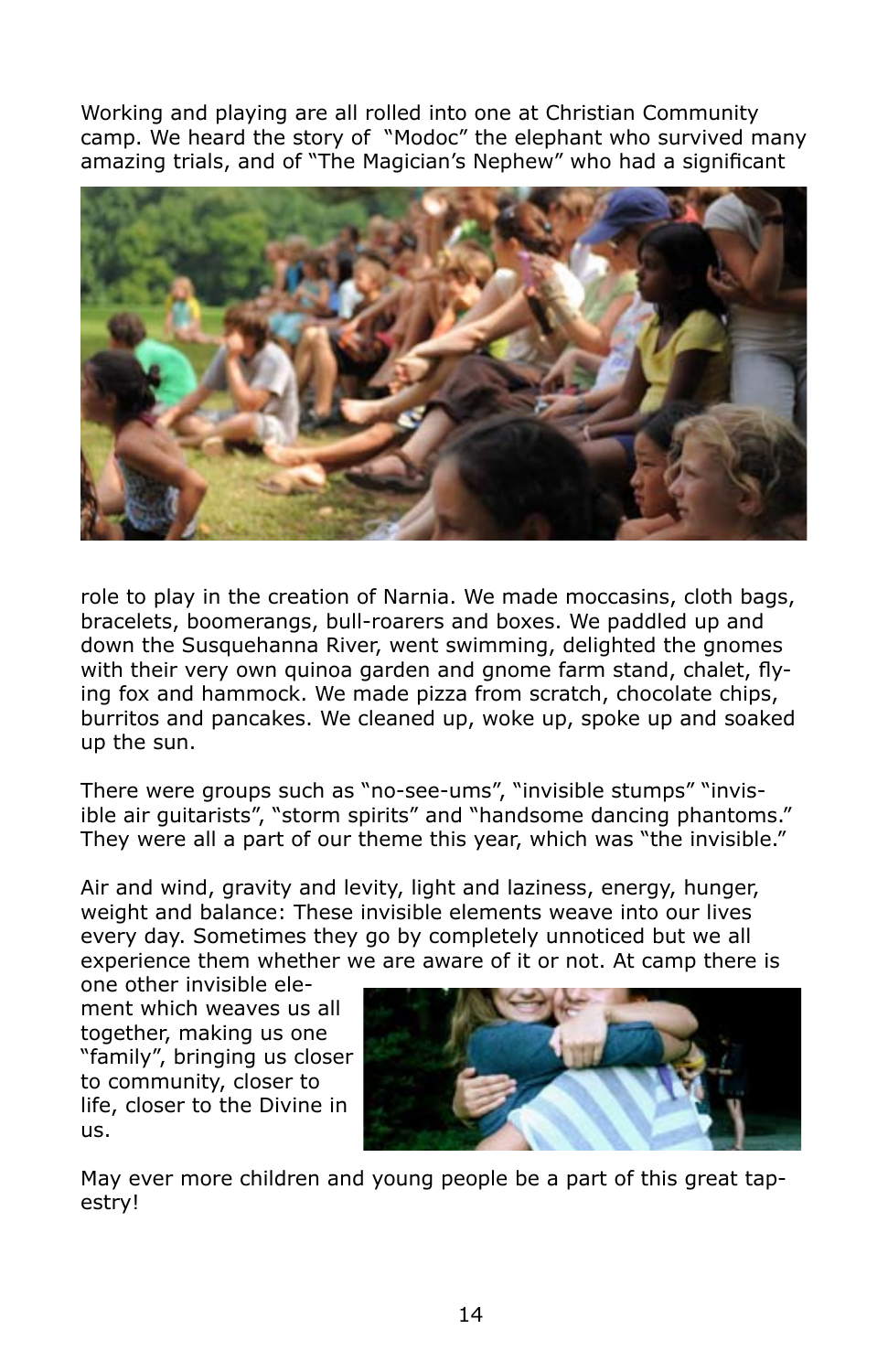Working and playing are all rolled into one at Christian Community camp. We heard the story of "Modoc" the elephant who survived many amazing trials, and of "The Magician's Nephew" who had a significant role to play in the creation of Narnia. We made moccasins, cloth bags, bracelets, boomerangs, bull-roarers and boxes. We paddled up and down the Susquehanna River, went swimming, delighted the gnomes with their very own quinoa garden and gnome farm stand, chalet, flying fox and hammock. We made pizza from scratch, chocolate chips, burritos and pancakes. We cleaned up, woke up, spoke up and soaked up the sun.

There were groups such as "no-see-ums", "invisible stumps" "invisible air guitarists", "storm spirits" and "handsome dancing phantoms." They were all a part of our theme this year, which was "the invisible."

Air and wind, gravity and levity, light and laziness, energy, hunger, weight and balance: These invisible elements weave into our lives every day. Sometimes they go by completely unnoticed but we all experience them whether we are aware of it or not. At camp there is one other invisible element which weaves us all together, making us one "family", bringing us closer to community, closer to life, closer to the Divine in us.

May ever more children and young people be a part of this great tapestry!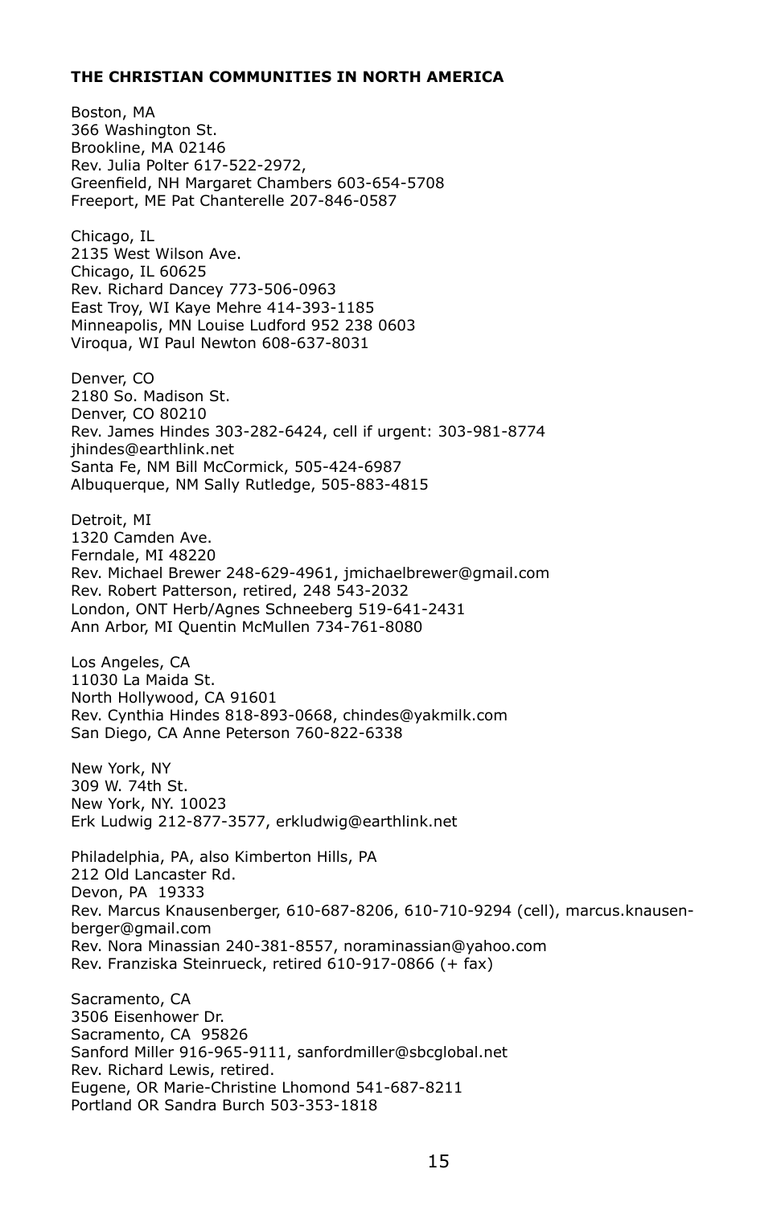**THE CHRISTIAN COMMUNITIES IN NORTH AMERICA**

Boston, MA  
366 Washington St.  
Brookline, MA 02146  
Rev. Julia Polter 617-522-2972,  
Greenfield, NH Margaret Chambers 603-654-5708  
Freeport, ME Pat Chanterelle 207-846-0587

Chicago, IL  
2135 West Wilson Ave.  
Chicago, IL 60625  
Rev. Richard Dancey 773-506-0963  
East Troy, WI Kaye Mehre 414-393-1185  
Minneapolis, MN Louise Ludford 952 238 0603  
Viroqua, WI Paul Newton 608-637-8031

Denver, CO  
2180 So. Madison St.  
Denver, CO 80210  
Rev. James Hindes 303-282-6424, cell if urgent: 303-981-8774  
jhindes@earthlink.net  
Santa Fe, NM Bill McCormick, 505-424-6987  
Albuquerque, NM Sally Rutledge, 505-883-4815

Detroit, MI  
1320 Camden Ave.  
Ferndale, MI 48220  
Rev. Michael Brewer 248-629-4961, jmichaelbrewer@gmail.com  
Rev. Robert Patterson, retired, 248 543-2032  
London, ONT Herb/Agnes Schneeberg 519-641-2431  
Ann Arbor, MI Quentin McMullen 734-761-8080

Los Angeles, CA  
11030 La Maida St.  
North Hollywood, CA 91601  
Rev. Cynthia Hindes 818-893-0668, chindes@yakmilk.com  
San Diego, CA Anne Peterson 760-822-6338

New York, NY  
309 W. 74th St.  
New York, NY. 10023  
Erk Ludwig 212-877-3577, erkludwig@earthlink.net

Philadelphia, PA, also Kimberton Hills, PA  
212 Old Lancaster Rd.  
Devon, PA 19333  
Rev. Marcus Knausenberger, 610-687-8206, 610-710-9294 (cell), marcus.knausenberger@gmail.com  
Rev. Nora Minassian 240-381-8557, noraminassian@yahoo.com  
Rev. Franziska Steinrueck, retired 610-917-0866 (+ fax)

Sacramento, CA  
3506 Eisenhower Dr.  
Sacramento, CA 95826  
Sanford Miller 916-965-9111, sanfordmiller@sbcglobal.net  
Rev. Richard Lewis, retired.  
Eugene, OR Marie-Christine Lhomond 541-687-8211  
Portland OR Sandra Burch 503-353-1818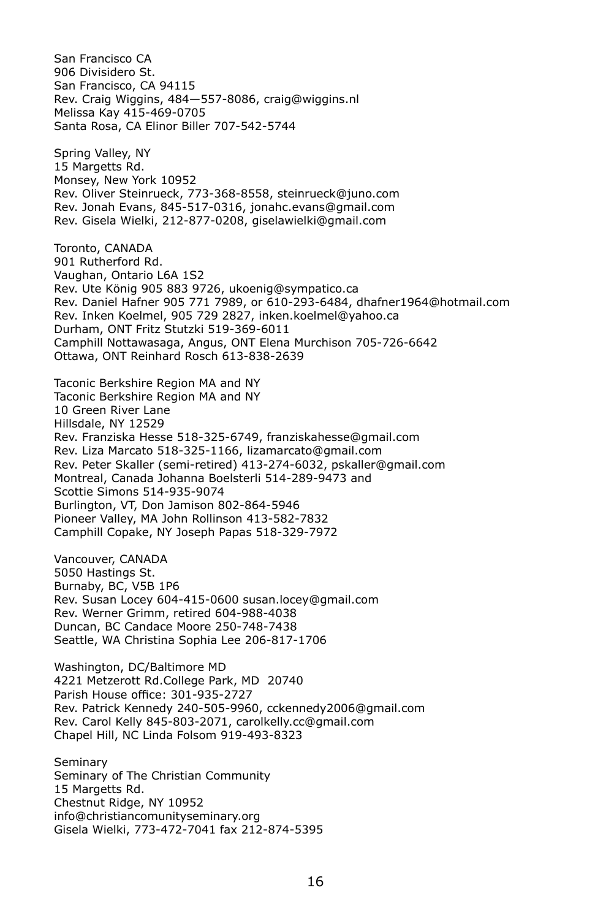San Francisco CA
906 Divisidero St.
San Francisco, CA 94115
Rev. Craig Wiggins, 484—557-8086, craig@wiggins.nl
Melissa Kay 415-469-0705
Santa Rosa, CA Elinor Biller 707-542-5744

Spring Valley, NY
15 Margetts Rd.
Monsey, New York 10952
Rev. Oliver Steinrueck, 773-368-8558, steinrueck@juno.com
Rev. Jonah Evans, 845-517-0316, jonahc.evans@gmail.com
Rev. Gisela Wielki, 212-877-0208, giselawielki@gmail.com

Toronto, CANADA
901 Rutherford Rd.
Vaughan, Ontario L6A 1S2
Rev. Ute König 905 883 9726, ukoenig@sympatico.ca
Rev. Daniel Hafner 905 771 7989, or 610-293-6484, dhafner1964@hotmail.com
Rev. Inken Koelmel, 905 729 2827, inken.koelmel@yahoo.ca
Durham, ONT Fritz Stutzki 519-369-6011
Camphill Nottawasaga, Angus, ONT Elena Murchison 705-726-6642
Ottawa, ONT Reinhard Rosch 613-838-2639

Taconic Berkshire Region MA and NY
Taconic Berkshire Region MA and NY
10 Green River Lane
Hillsdale, NY 12529
Rev. Franziska Hesse 518-325-6749, franziskahesse@gmail.com
Rev. Liza Marcato 518-325-1166, lizamarcato@gmail.com
Rev. Peter Skaller (semi-retired) 413-274-6032, pskaller@gmail.com
Montreal, Canada Johanna Boelsterli 514-289-9473 and
Scottie Simons 514-935-9074
Burlington, VT, Don Jamison 802-864-5946
Pioneer Valley, MA John Rollinson 413-582-7832
Camphill Copake, NY Joseph Papas 518-329-7972

Vancouver, CANADA
5050 Hastings St.
Burnaby, BC, V5B 1P6
Rev. Susan Locey 604-415-0600 susan.locey@gmail.com
Rev. Werner Grimm, retired 604-988-4038
Duncan, BC Candace Moore 250-748-7438
Seattle, WA Christina Sophia Lee 206-817-1706

Washington, DC/Baltimore MD
4221 Metzerott Rd.College Park, MD 20740
Parish House office: 301-935-2727
Rev. Patrick Kennedy 240-505-9960, cckennedy2006@gmail.com
Rev. Carol Kelly 845-803-2071, carolkelly.cc@gmail.com
Chapel Hill, NC Linda Folsom 919-493-8323

Seminary
Seminary of The Christian Community
15 Margetts Rd.
Chestnut Ridge, NY 10952
info@christiancomunityseminary.org
Gisela Wielki, 773-472-7041 fax 212-874-5395